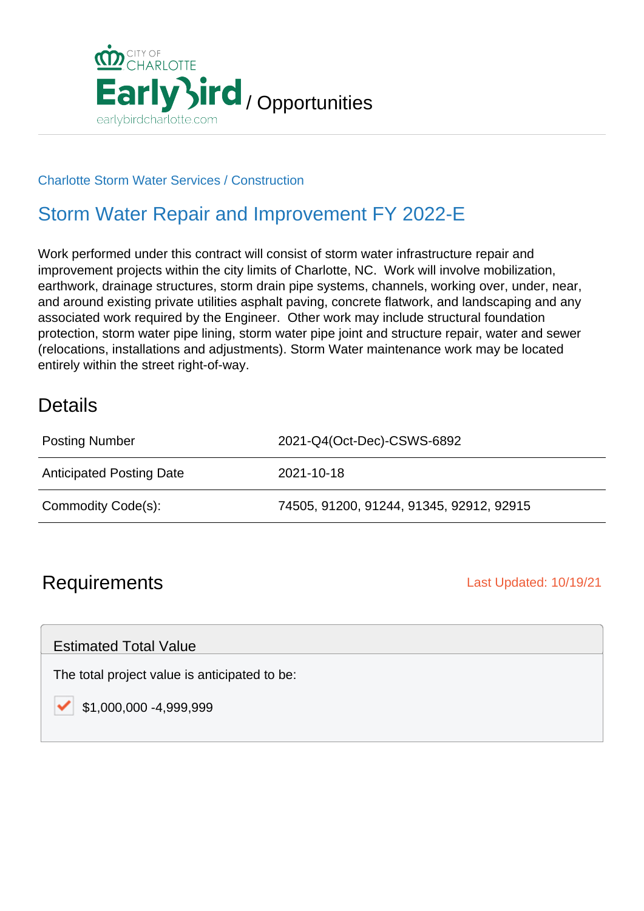CITY OF CHARLOTTE

EarlyBird / Opportunities

earlybirdcharlotte.com

Charlotte Storm Water Services / Construction

# Storm Water Repair and Improvement FY 2022-E

Work performed under this contract will consist of storm water infrastructure repair and improvement projects within the city limits of Charlotte, NC. Work will involve mobilization, earthwork, drainage structures, storm drain pipe systems, channels, working over, under, near, and around existing private utilities asphalt paving, concrete flatwork, and landscaping and any associated work required by the Engineer. Other work may include structural foundation protection, storm water pipe lining, storm water pipe joint and structure repair, water and sewer (relocations, installations and adjustments). Storm Water maintenance work may be located entirely within the street right-of-way.

## Details

| | |
|---|---|
| Posting Number | 2021-Q4(Oct-Dec)-CSWS-6892 |
| Anticipated Posting Date | 2021-10-18 |
| Commodity Code(s): | 74505, 91200, 91244, 91345, 92912, 92915 |

## Requirements

Last Updated: 10/19/21

### Estimated Total Value

The total project value is anticipated to be:

- [x] $1,000,000 -4,999,999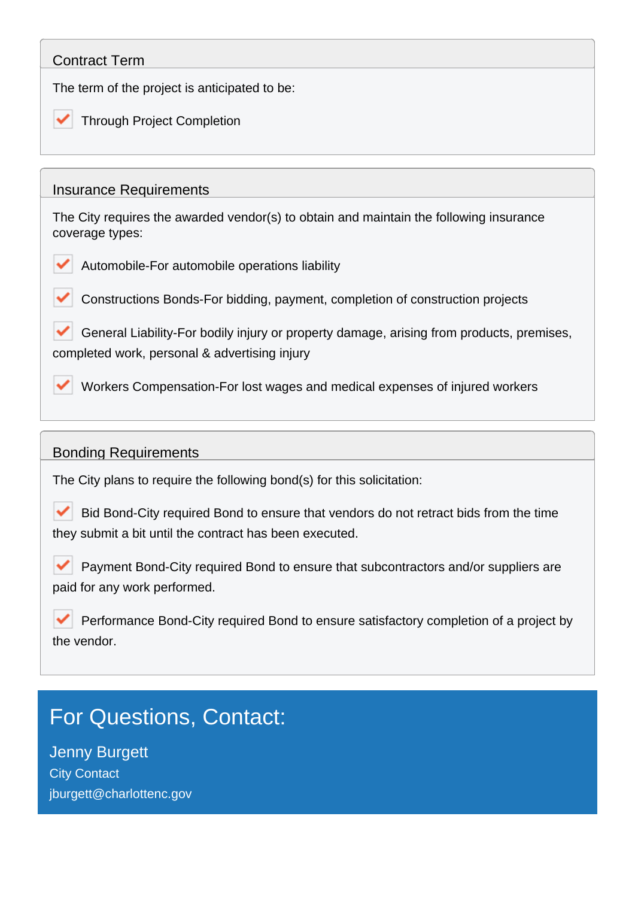## Contract Term

The term of the project is anticipated to be:

- [x] Through Project Completion

## Insurance Requirements

The City requires the awarded vendor(s) to obtain and maintain the following insurance coverage types:

- [x] Automobile-For automobile operations liability
- [x] Constructions Bonds-For bidding, payment, completion of construction projects
- [x] General Liability-For bodily injury or property damage, arising from products, premises, completed work, personal & advertising injury
- [x] Workers Compensation-For lost wages and medical expenses of injured workers

## Bonding Requirements

The City plans to require the following bond(s) for this solicitation:

- [x] Bid Bond-City required Bond to ensure that vendors do not retract bids from the time they submit a bit until the contract has been executed.
- [x] Payment Bond-City required Bond to ensure that subcontractors and/or suppliers are paid for any work performed.
- [x] Performance Bond-City required Bond to ensure satisfactory completion of a project by the vendor.

## For Questions, Contact:

Jenny Burgett
City Contact
jburgett@charlottenc.gov